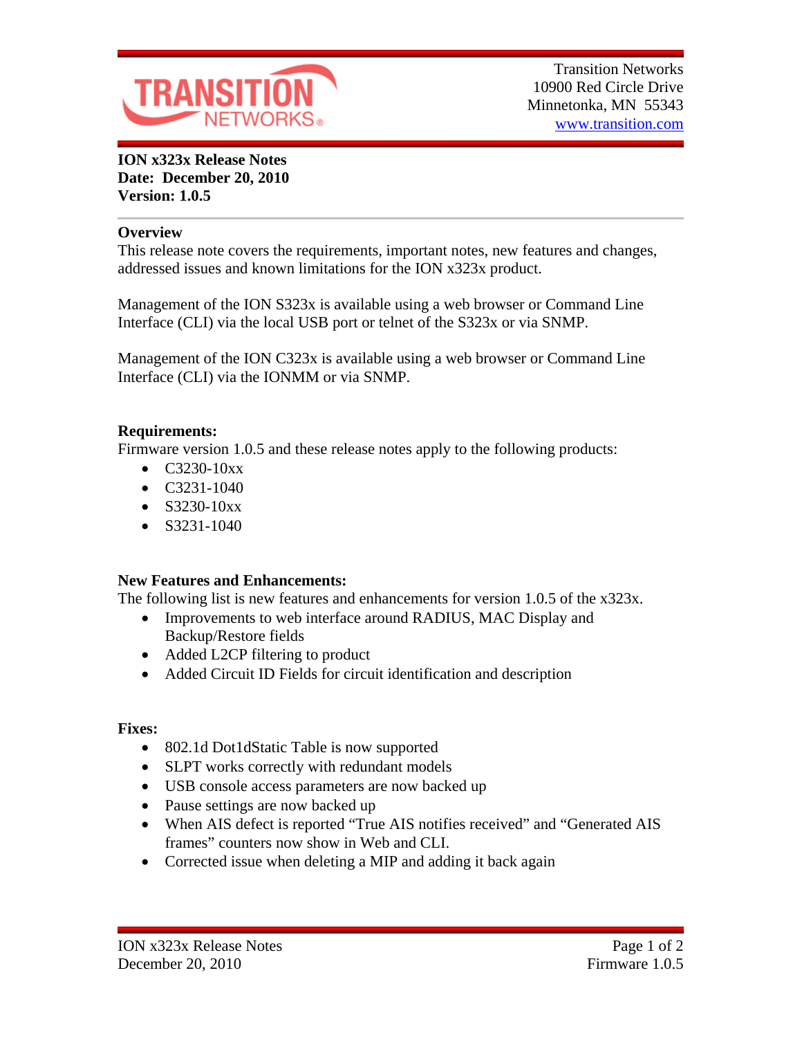Transition Networks
10900 Red Circle Drive
Minnetonka, MN 55343
www.transition.com

**ION x323x Release Notes**
**Date: December 20, 2010**
**Version: 1.0.5**

## Overview

This release note covers the requirements, important notes, new features and changes, addressed issues and known limitations for the ION x323x product.

Management of the ION S323x is available using a web browser or Command Line Interface (CLI) via the local USB port or telnet of the S323x or via SNMP.

Management of the ION C323x is available using a web browser or Command Line Interface (CLI) via the IONMM or via SNMP.

## Requirements:

Firmware version 1.0.5 and these release notes apply to the following products:

- C3230-10xx
- C3231-1040
- S3230-10xx
- S3231-1040

## New Features and Enhancements:

The following list is new features and enhancements for version 1.0.5 of the x323x.

- Improvements to web interface around RADIUS, MAC Display and Backup/Restore fields
- Added L2CP filtering to product
- Added Circuit ID Fields for circuit identification and description

## Fixes:

- 802.1d Dot1dStatic Table is now supported
- SLPT works correctly with redundant models
- USB console access parameters are now backed up
- Pause settings are now backed up
- When AIS defect is reported “True AIS notifies received” and “Generated AIS frames” counters now show in Web and CLI.
- Corrected issue when deleting a MIP and adding it back again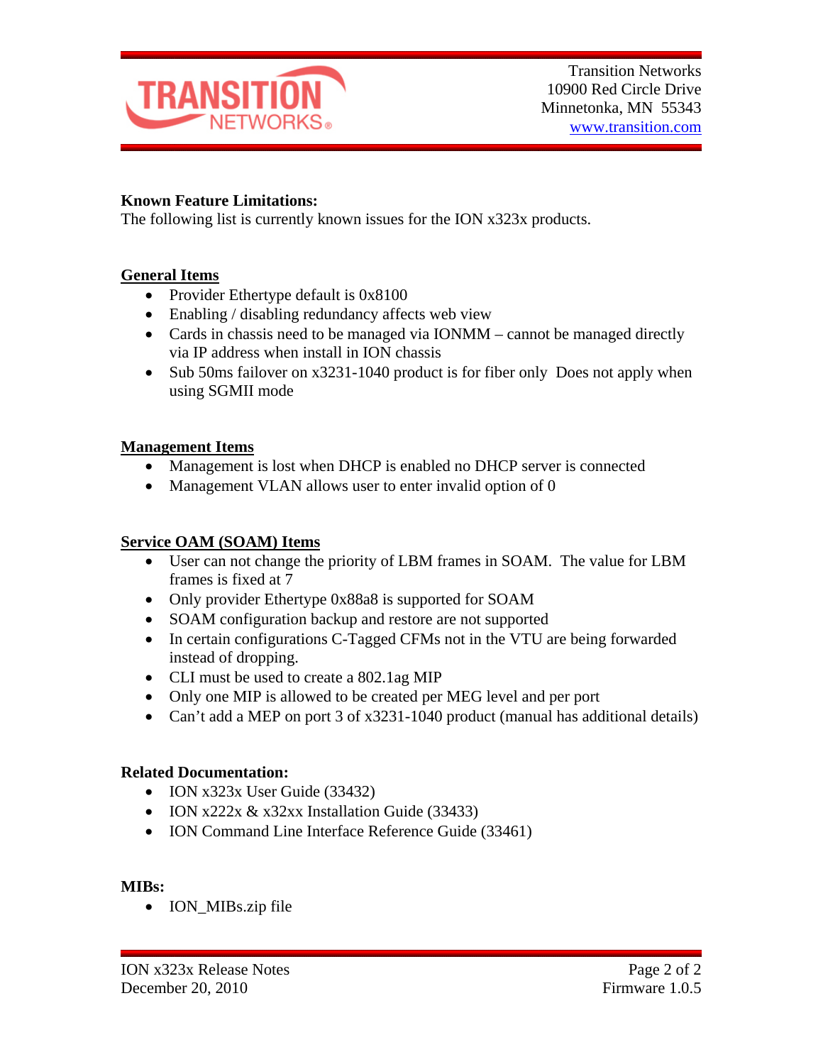**Known Feature Limitations:**
The following list is currently known issues for the ION x323x products.

**General Items**

- Provider Ethertype default is 0x8100
- Enabling / disabling redundancy affects web view
- Cards in chassis need to be managed via IONMM – cannot be managed directly via IP address when install in ION chassis
- Sub 50ms failover on x3231-1040 product is for fiber only  Does not apply when using SGMII mode

**Management Items**

- Management is lost when DHCP is enabled no DHCP server is connected
- Management VLAN allows user to enter invalid option of 0

**Service OAM (SOAM) Items**

- User can not change the priority of LBM frames in SOAM.  The value for LBM frames is fixed at 7
- Only provider Ethertype 0x88a8 is supported for SOAM
- SOAM configuration backup and restore are not supported
- In certain configurations C-Tagged CFMs not in the VTU are being forwarded instead of dropping.
- CLI must be used to create a 802.1ag MIP
- Only one MIP is allowed to be created per MEG level and per port
- Can't add a MEP on port 3 of x3231-1040 product (manual has additional details)

**Related Documentation:**

- ION x323x User Guide (33432)
- ION x222x & x32xx Installation Guide (33433)
- ION Command Line Interface Reference Guide (33461)

**MIBs:**

- ION_MIBs.zip file